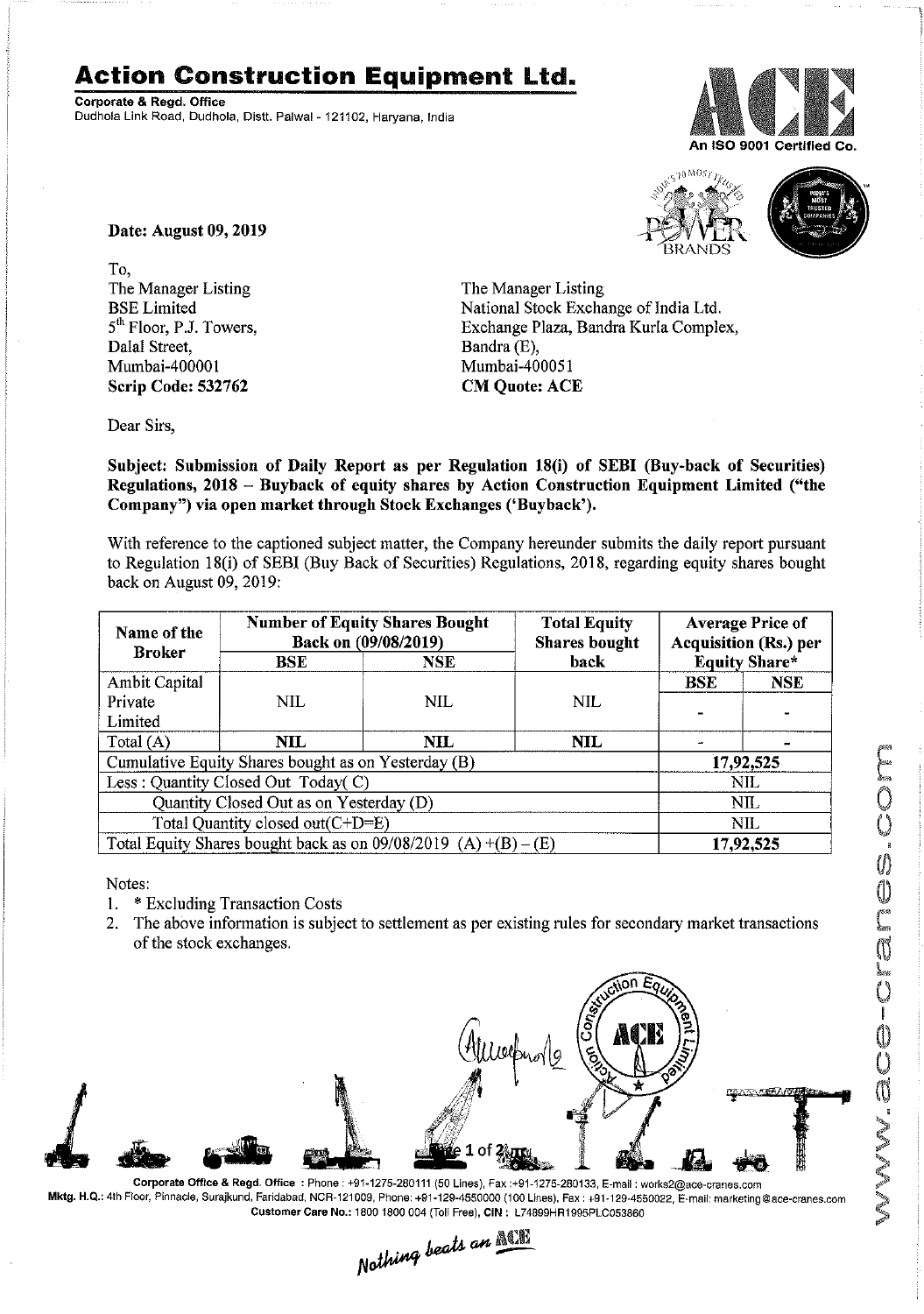# Action Construction Equipment Ltd.

**Corporate & Regd. Office**
Dudhola Link Road, Dudhola, Distt. Palwal - 121102, Haryana, India

An ISO 9001 Certified Co.

**Date: August 09, 2019**

To,
The Manager Listing
BSE Limited
5th Floor, P.J. Towers,
Dalal Street,
Mumbai-400001
**Scrip Code: 532762**

The Manager Listing
National Stock Exchange of India Ltd.
Exchange Plaza, Bandra Kurla Complex,
Bandra (E),
Mumbai-400051
**CM Quote: ACE**

Dear Sirs,

**Subject: Submission of Daily Report as per Regulation 18(i) of SEBI (Buy-back of Securities) Regulations, 2018 – Buyback of equity shares by Action Construction Equipment Limited ("the Company") via open market through Stock Exchanges ('Buyback').**

With reference to the captioned subject matter, the Company hereunder submits the daily report pursuant to Regulation 18(i) of SEBI (Buy Back of Securities) Regulations, 2018, regarding equity shares bought back on August 09, 2019:

| Name of the Broker | Number of Equity Shares Bought Back on (09/08/2019) | | Total Equity Shares bought back | Average Price of Acquisition (Rs.) per Equity Share* | |
|---|---|---|---|---|---|
| | BSE | NSE | | BSE | NSE |
| Ambit Capital Private Limited | NIL | NIL | NIL | - | - |
| Total (A) | NIL | NIL | NIL | - | - |
| Cumulative Equity Shares bought as on Yesterday (B) | | | | 17,92,525 | |
| Less : Quantity Closed Out Today( C) | | | | NIL | |
| Quantity Closed Out as on Yesterday (D) | | | | NIL | |
| Total Quantity closed out(C+D=E) | | | | NIL | |
| Total Equity Shares bought back as on 09/08/2019 (A) +(B) – (E) | | | | 17,92,525 | |

Notes:

1. * Excluding Transaction Costs
2. The above information is subject to settlement as per existing rules for secondary market transactions of the stock exchanges.

**Corporate Office & Regd. Office** : Phone : +91-1275-280111 (50 Lines), Fax :+91-1275-280133, E-mail : works2@ace-cranes.com
**Mktg. H.Q.:** 4th Floor, Pinnacle, Surajkund, Faridabad, NCR-121009, Phone: +91-129-4550000 (100 Lines), Fax : +91-129-4550022, E-mail: marketing@ace-cranes.com
**Customer Care No.:** 1800 1800 004 (Toll Free), **CIN :** L74899HR1995PLC053860

*Nothing beats an ACE*

www.ace-cranes.com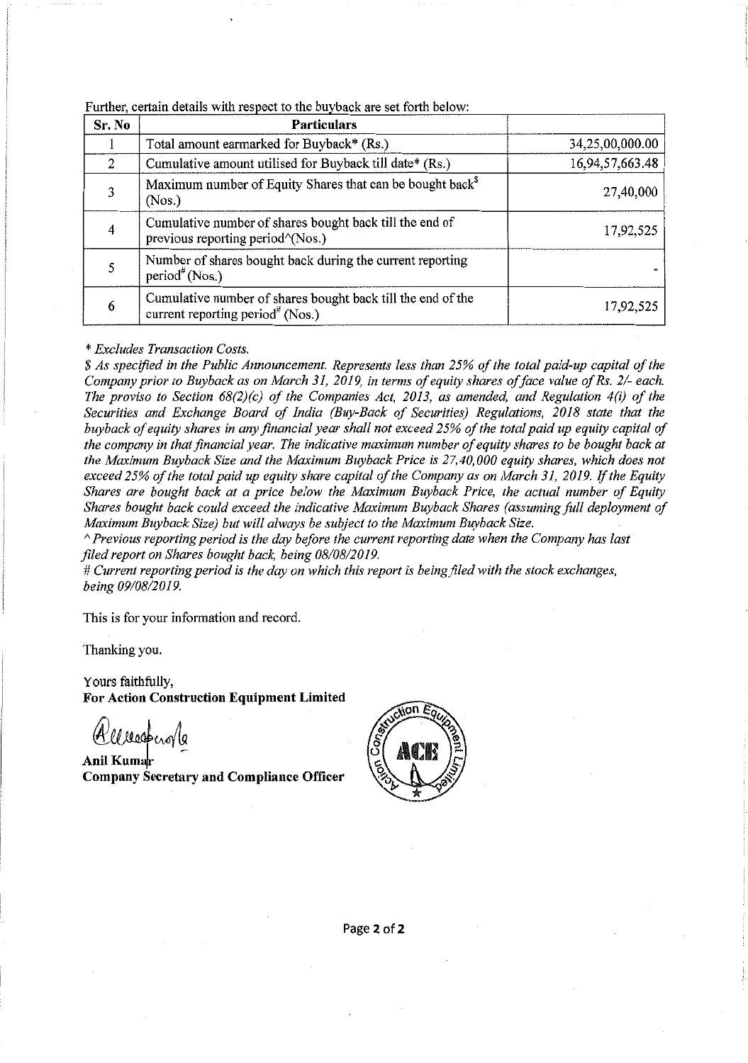Further, certain details with respect to the buyback are set forth below:

| Sr. No | Particulars | |
|---|---|---|
| 1 | Total amount earmarked for Buyback* (Rs.) | 34,25,00,000.00 |
| 2 | Cumulative amount utilised for Buyback till date* (Rs.) | 16,94,57,663.48 |
| 3 | Maximum number of Equity Shares that can be bought back$ (Nos.) | 27,40,000 |
| 4 | Cumulative number of shares bought back till the end of previous reporting period^(Nos.) | 17,92,525 |
| 5 | Number of shares bought back during the current reporting period# (Nos.) | - |
| 6 | Cumulative number of shares bought back till the end of the current reporting period# (Nos.) | 17,92,525 |

*\* Excludes Transaction Costs.*

*$ As specified in the Public Announcement. Represents less than 25% of the total paid-up capital of the Company prior to Buyback as on March 31, 2019, in terms of equity shares of face value of Rs. 2/- each. The proviso to Section 68(2)(c) of the Companies Act, 2013, as amended, and Regulation 4(i) of the Securities and Exchange Board of India (Buy-Back of Securities) Regulations, 2018 state that the buyback of equity shares in any financial year shall not exceed 25% of the total paid up equity capital of the company in that financial year. The indicative maximum number of equity shares to be bought back at the Maximum Buyback Size and the Maximum Buyback Price is 27,40,000 equity shares, which does not exceed 25% of the total paid up equity share capital of the Company as on March 31, 2019. If the Equity Shares are bought back at a price below the Maximum Buyback Price, the actual number of Equity Shares bought back could exceed the indicative Maximum Buyback Shares (assuming full deployment of Maximum Buyback Size) but will always be subject to the Maximum Buyback Size.*

*^ Previous reporting period is the day before the current reporting date when the Company has last filed report on Shares bought back, being 08/08/2019.*

*# Current reporting period is the day on which this report is being filed with the stock exchanges, being 09/08/2019.*

This is for your information and record.

Thanking you.

Yours faithfully,
**For Action Construction Equipment Limited**

**Anil Kumar**
**Company Secretary and Compliance Officer**